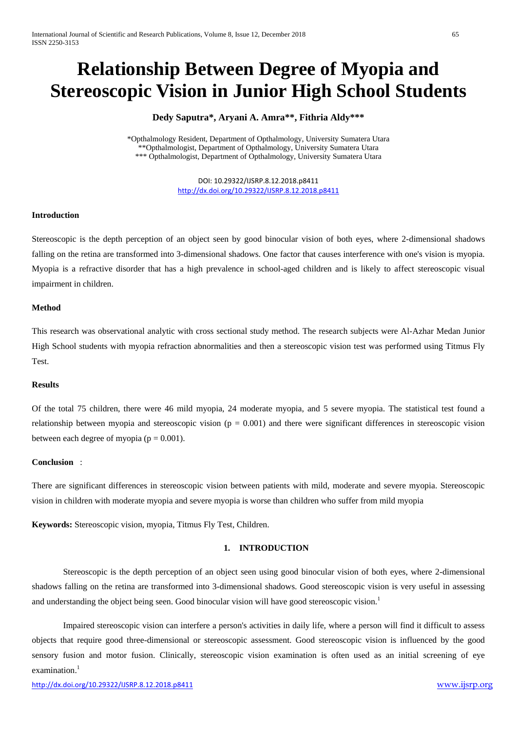# Relationship Between Degree of Myopia and Stereoscopic Vision in Junior High School Students

**Dedy Saputra*, Aryani A. Amra**, Fithria Aldy*****

*Opthalmology Resident, Department of Opthalmology, University Sumatera Utara
**Opthalmologist, Department of Opthalmology, University Sumatera Utara
*** Opthalmologist, Department of Opthalmology, University Sumatera Utara

DOI: 10.29322/IJSRP.8.12.2018.p8411
http://dx.doi.org/10.29322/IJSRP.8.12.2018.p8411

**Introduction**

Stereoscopic is the depth perception of an object seen by good binocular vision of both eyes, where 2-dimensional shadows falling on the retina are transformed into 3-dimensional shadows. One factor that causes interference with one's vision is myopia. Myopia is a refractive disorder that has a high prevalence in school-aged children and is likely to affect stereoscopic visual impairment in children.

**Method**

This research was observational analytic with cross sectional study method. The research subjects were Al-Azhar Medan Junior High School students with myopia refraction abnormalities and then a stereoscopic vision test was performed using Titmus Fly Test.

**Results**

Of the total 75 children, there were 46 mild myopia, 24 moderate myopia, and 5 severe myopia. The statistical test found a relationship between myopia and stereoscopic vision ($p = 0.001$) and there were significant differences in stereoscopic vision between each degree of myopia ($p = 0.001$).

**Conclusion** :

There are significant differences in stereoscopic vision between patients with mild, moderate and severe myopia. Stereoscopic vision in children with moderate myopia and severe myopia is worse than children who suffer from mild myopia

**Keywords:** Stereoscopic vision, myopia, Titmus Fly Test, Children.

## 1. INTRODUCTION

Stereoscopic is the depth perception of an object seen using good binocular vision of both eyes, where 2-dimensional shadows falling on the retina are transformed into 3-dimensional shadows. Good stereoscopic vision is very useful in assessing and understanding the object being seen. Good binocular vision will have good stereoscopic vision.[1]

Impaired stereoscopic vision can interfere a person's activities in daily life, where a person will find it difficult to assess objects that require good three-dimensional or stereoscopic assessment. Good stereoscopic vision is influenced by the good sensory fusion and motor fusion. Clinically, stereoscopic vision examination is often used as an initial screening of eye examination.[1]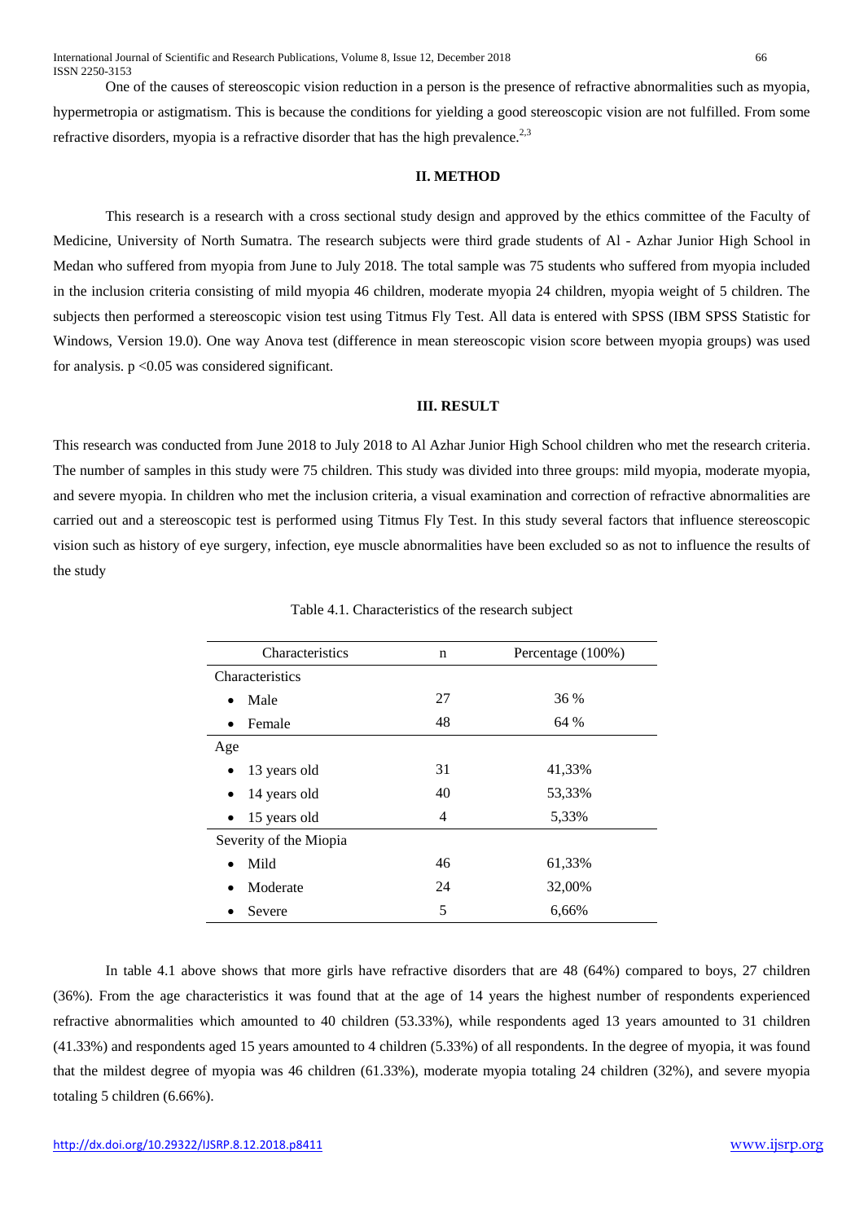One of the causes of stereoscopic vision reduction in a person is the presence of refractive abnormalities such as myopia, hypermetropia or astigmatism. This is because the conditions for yielding a good stereoscopic vision are not fulfilled. From some refractive disorders, myopia is a refractive disorder that has the high prevalence.[2,3]

## II. METHOD

This research is a research with a cross sectional study design and approved by the ethics committee of the Faculty of Medicine, University of North Sumatra. The research subjects were third grade students of Al - Azhar Junior High School in Medan who suffered from myopia from June to July 2018. The total sample was 75 students who suffered from myopia included in the inclusion criteria consisting of mild myopia 46 children, moderate myopia 24 children, myopia weight of 5 children. The subjects then performed a stereoscopic vision test using Titmus Fly Test. All data is entered with SPSS (IBM SPSS Statistic for Windows, Version 19.0). One way Anova test (difference in mean stereoscopic vision score between myopia groups) was used for analysis. $p < 0.05$ was considered significant.

## III. RESULT

This research was conducted from June 2018 to July 2018 to Al Azhar Junior High School children who met the research criteria. The number of samples in this study were 75 children. This study was divided into three groups: mild myopia, moderate myopia, and severe myopia. In children who met the inclusion criteria, a visual examination and correction of refractive abnormalities are carried out and a stereoscopic test is performed using Titmus Fly Test. In this study several factors that influence stereoscopic vision such as history of eye surgery, infection, eye muscle abnormalities have been excluded so as not to influence the results of the study

Table 4.1. Characteristics of the research subject

| Characteristics | n | Percentage (100%) |
|---|---|---|
| Characteristics | | |
| • Male | 27 | 36 % |
| • Female | 48 | 64 % |
| Age | | |
| • 13 years old | 31 | 41,33% |
| • 14 years old | 40 | 53,33% |
| • 15 years old | 4 | 5,33% |
| Severity of the Miopia | | |
| • Mild | 46 | 61,33% |
| • Moderate | 24 | 32,00% |
| • Severe | 5 | 6,66% |

In table 4.1 above shows that more girls have refractive disorders that are 48 (64%) compared to boys, 27 children (36%). From the age characteristics it was found that at the age of 14 years the highest number of respondents experienced refractive abnormalities which amounted to 40 children (53.33%), while respondents aged 13 years amounted to 31 children (41.33%) and respondents aged 15 years amounted to 4 children (5.33%) of all respondents. In the degree of myopia, it was found that the mildest degree of myopia was 46 children (61.33%), moderate myopia totaling 24 children (32%), and severe myopia totaling 5 children (6.66%).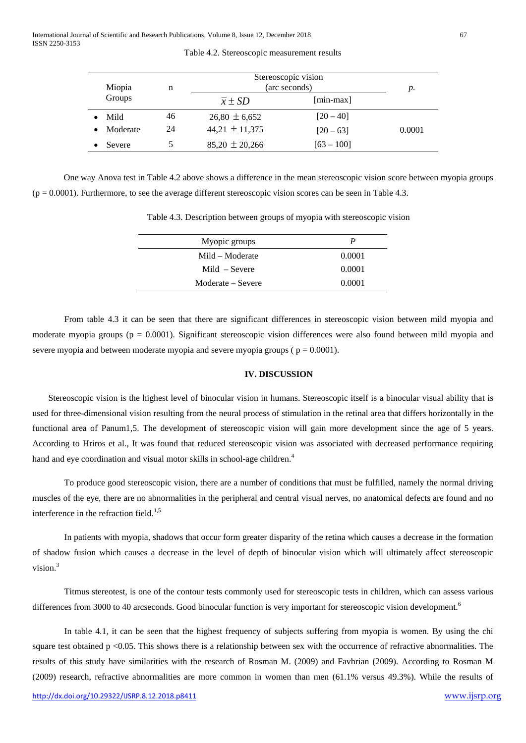Table 4.2. Stereoscopic measurement results

| Miopia Groups | n | Stereoscopic vision (arc seconds) | | *p.* |
|---|---|---|---|---|
| | | $\bar{x} \pm SD$ | [min-max] | |
| • Mild | 46 | 26,80 ± 6,652 | [20 – 40] | 0.0001 |
| • Moderate | 24 | 44,21 ± 11,375 | [20 – 63] | |
| • Severe | 5 | 85,20 ± 20,266 | [63 – 100] | |

One way Anova test in Table 4.2 above shows a difference in the mean stereoscopic vision score between myopia groups (p = 0.0001). Furthermore, to see the average different stereoscopic vision scores can be seen in Table 4.3.

Table 4.3. Description between groups of myopia with stereoscopic vision

| Myopic groups | *P* |
|---|---|
| Mild – Moderate | 0.0001 |
| Mild – Severe | 0.0001 |
| Moderate – Severe | 0.0001 |

From table 4.3 it can be seen that there are significant differences in stereoscopic vision between mild myopia and moderate myopia groups (p = 0.0001). Significant stereoscopic vision differences were also found between mild myopia and severe myopia and between moderate myopia and severe myopia groups ( p = 0.0001).

## IV. DISCUSSION

Stereoscopic vision is the highest level of binocular vision in humans. Stereoscopic itself is a binocular visual ability that is used for three-dimensional vision resulting from the neural process of stimulation in the retinal area that differs horizontally in the functional area of Panum1,5. The development of stereoscopic vision will gain more development since the age of 5 years. According to Hriros et al., It was found that reduced stereoscopic vision was associated with decreased performance requiring hand and eye coordination and visual motor skills in school-age children.[4]

To produce good stereoscopic vision, there are a number of conditions that must be fulfilled, namely the normal driving muscles of the eye, there are no abnormalities in the peripheral and central visual nerves, no anatomical defects are found and no interference in the refraction field.[1,5]

In patients with myopia, shadows that occur form greater disparity of the retina which causes a decrease in the formation of shadow fusion which causes a decrease in the level of depth of binocular vision which will ultimately affect stereoscopic vision.[3]

Titmus stereotest, is one of the contour tests commonly used for stereoscopic tests in children, which can assess various differences from 3000 to 40 arcseconds. Good binocular function is very important for stereoscopic vision development.[6]

In table 4.1, it can be seen that the highest frequency of subjects suffering from myopia is women. By using the chi square test obtained p <0.05. This shows there is a relationship between sex with the occurrence of refractive abnormalities. The results of this study have similarities with the research of Rosman M. (2009) and Favhrian (2009). According to Rosman M (2009) research, refractive abnormalities are more common in women than men (61.1% versus 49.3%). While the results of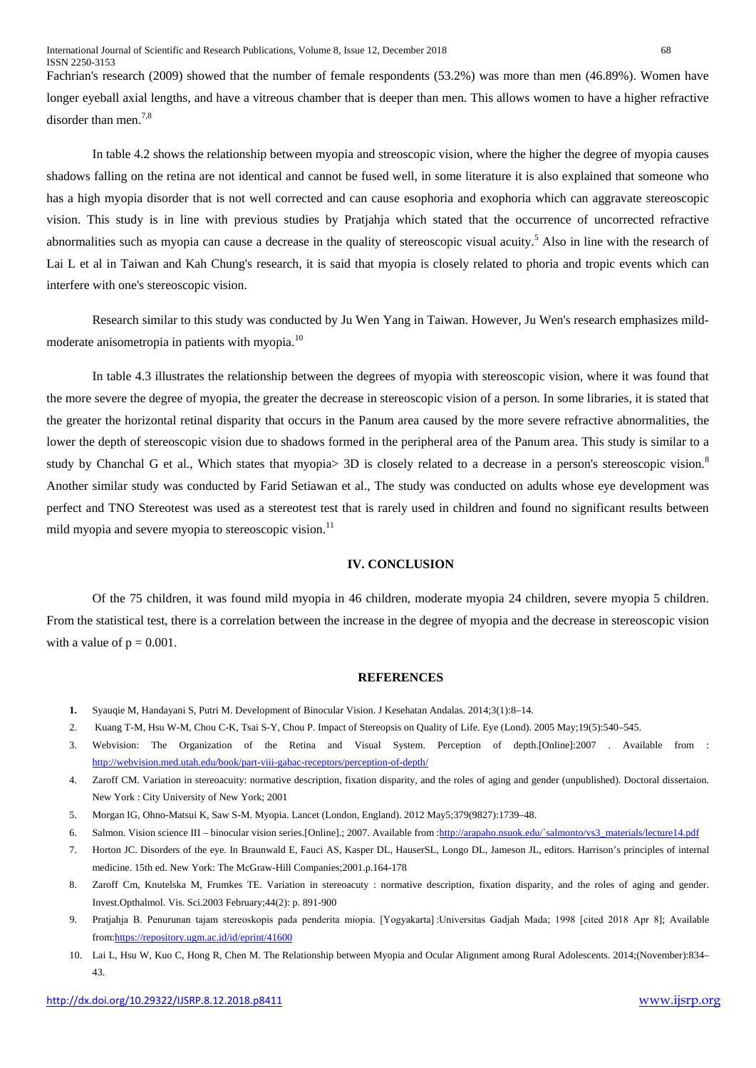Fachrian's research (2009) showed that the number of female respondents (53.2%) was more than men (46.89%). Women have longer eyeball axial lengths, and have a vitreous chamber that is deeper than men. This allows women to have a higher refractive disorder than men.[7,8]

In table 4.2 shows the relationship between myopia and streoscopic vision, where the higher the degree of myopia causes shadows falling on the retina are not identical and cannot be fused well, in some literature it is also explained that someone who has a high myopia disorder that is not well corrected and can cause esophoria and exophoria which can aggravate stereoscopic vision. This study is in line with previous studies by Pratjahja which stated that the occurrence of uncorrected refractive abnormalities such as myopia can cause a decrease in the quality of stereoscopic visual acuity.[5] Also in line with the research of Lai L et al in Taiwan and Kah Chung's research, it is said that myopia is closely related to phoria and tropic events which can interfere with one's stereoscopic vision.

Research similar to this study was conducted by Ju Wen Yang in Taiwan. However, Ju Wen's research emphasizes mild-moderate anisometropia in patients with myopia.[10]

In table 4.3 illustrates the relationship between the degrees of myopia with stereoscopic vision, where it was found that the more severe the degree of myopia, the greater the decrease in stereoscopic vision of a person. In some libraries, it is stated that the greater the horizontal retinal disparity that occurs in the Panum area caused by the more severe refractive abnormalities, the lower the depth of stereoscopic vision due to shadows formed in the peripheral area of the Panum area. This study is similar to a study by Chanchal G et al., Which states that myopia> 3D is closely related to a decrease in a person's stereoscopic vision.[8] Another similar study was conducted by Farid Setiawan et al., The study was conducted on adults whose eye development was perfect and TNO Stereotest was used as a stereotest test that is rarely used in children and found no significant results between mild myopia and severe myopia to stereoscopic vision.[11]

## IV. CONCLUSION

Of the 75 children, it was found mild myopia in 46 children, moderate myopia 24 children, severe myopia 5 children. From the statistical test, there is a correlation between the increase in the degree of myopia and the decrease in stereoscopic vision with a value of $p = 0.001$.

## REFERENCES

1. Syauqie M, Handayani S, Putri M. Development of Binocular Vision. J Kesehatan Andalas. 2014;3(1):8–14.
2. Kuang T-M, Hsu W-M, Chou C-K, Tsai S-Y, Chou P. Impact of Stereopsis on Quality of Life. Eye (Lond). 2005 May;19(5):540–545.
3. Webvision: The Organization of the Retina and Visual System. Perception of depth.[Online]:2007 . Available from : http://webvision.med.utah.edu/book/part-viii-gabac-receptors/perception-of-depth/
4. Zaroff CM. Variation in stereoacuity: normative description, fixation disparity, and the roles of aging and gender (unpublished). Doctoral dissertaion. New York : City University of New York; 2001
5. Morgan IG, Ohno-Matsui K, Saw S-M. Myopia. Lancet (London, England). 2012 May5;379(9827):1739–48.
6. Salmon. Vision science III – binocular vision series.[Online].; 2007. Available from :http://arapaho.nsuok.edu/`salmonto/vs3_materials/lecture14.pdf
7. Horton JC. Disorders of the eye. In Braunwald E, Fauci AS, Kasper DL, HauserSL, Longo DL, Jameson JL, editors. Harrison's principles of internal medicine. 15th ed. New York: The McGraw-Hill Companies;2001.p.164-178
8. Zaroff Cm, Knutelska M, Frumkes TE. Variation in stereoacuty : normative description, fixation disparity, and the roles of aging and gender. Invest.Opthalmol. Vis. Sci.2003 February;44(2): p. 891-900
9. Pratjahja B. Penurunan tajam stereoskopis pada penderita miopia. [Yogyakarta] :Universitas Gadjah Mada; 1998 [cited 2018 Apr 8]; Available from:https://repository.ugm.ac.id/id/eprint/41600
10. Lai L, Hsu W, Kuo C, Hong R, Chen M. The Relationship between Myopia and Ocular Alignment among Rural Adolescents. 2014;(November):834–43.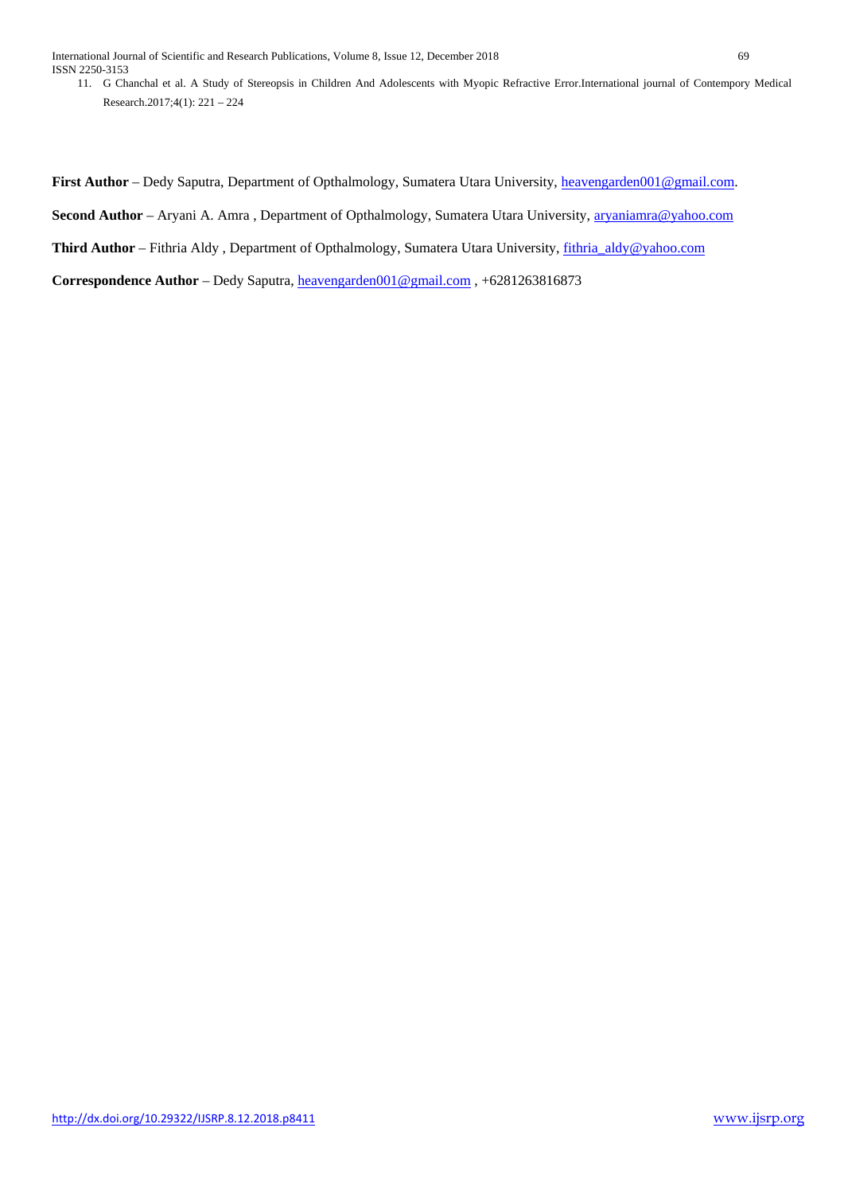11. G Chanchal et al. A Study of Stereopsis in Children And Adolescents with Myopic Refractive Error.International journal of Contempory Medical Research.2017;4(1): 221 – 224

**First Author** – Dedy Saputra, Department of Opthalmology, Sumatera Utara University, heavengarden001@gmail.com.

**Second Author** – Aryani A. Amra , Department of Opthalmology, Sumatera Utara University, aryaniamra@yahoo.com

**Third Author** – Fithria Aldy , Department of Opthalmology, Sumatera Utara University, fithria_aldy@yahoo.com

**Correspondence Author** – Dedy Saputra, heavengarden001@gmail.com , +6281263816873